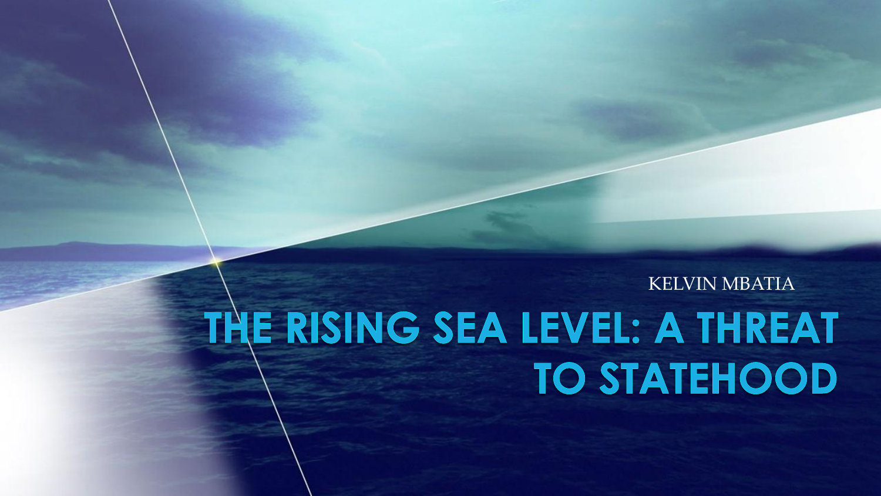KELVIN MBATIA

# THE RISING SEA LEVEL: A THREAT TO STATEHOOD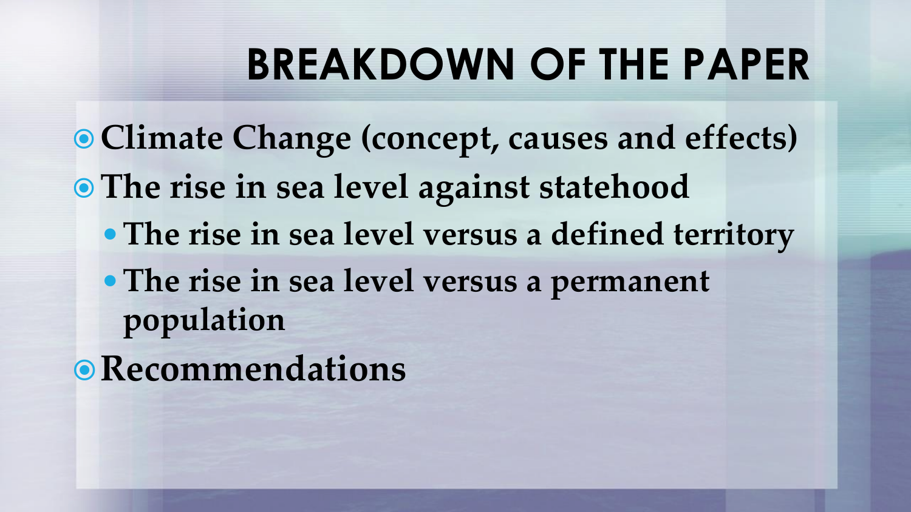# BREAKDOWN OF THE PAPER

- **Climate Change (concept, causes and effects)**
- **The rise in sea level against statehood**
  - **The rise in sea level versus a defined territory**
  - **The rise in sea level versus a permanent population**
- **Recommendations**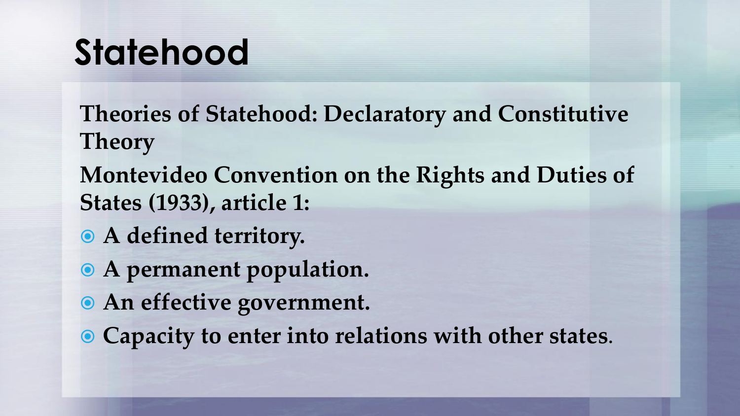# Statehood

**Theories of Statehood: Declaratory and Constitutive Theory**

**Montevideo Convention on the Rights and Duties of States (1933), article 1:**

- **A defined territory.**
- **A permanent population.**
- **An effective government.**
- **Capacity to enter into relations with other states**.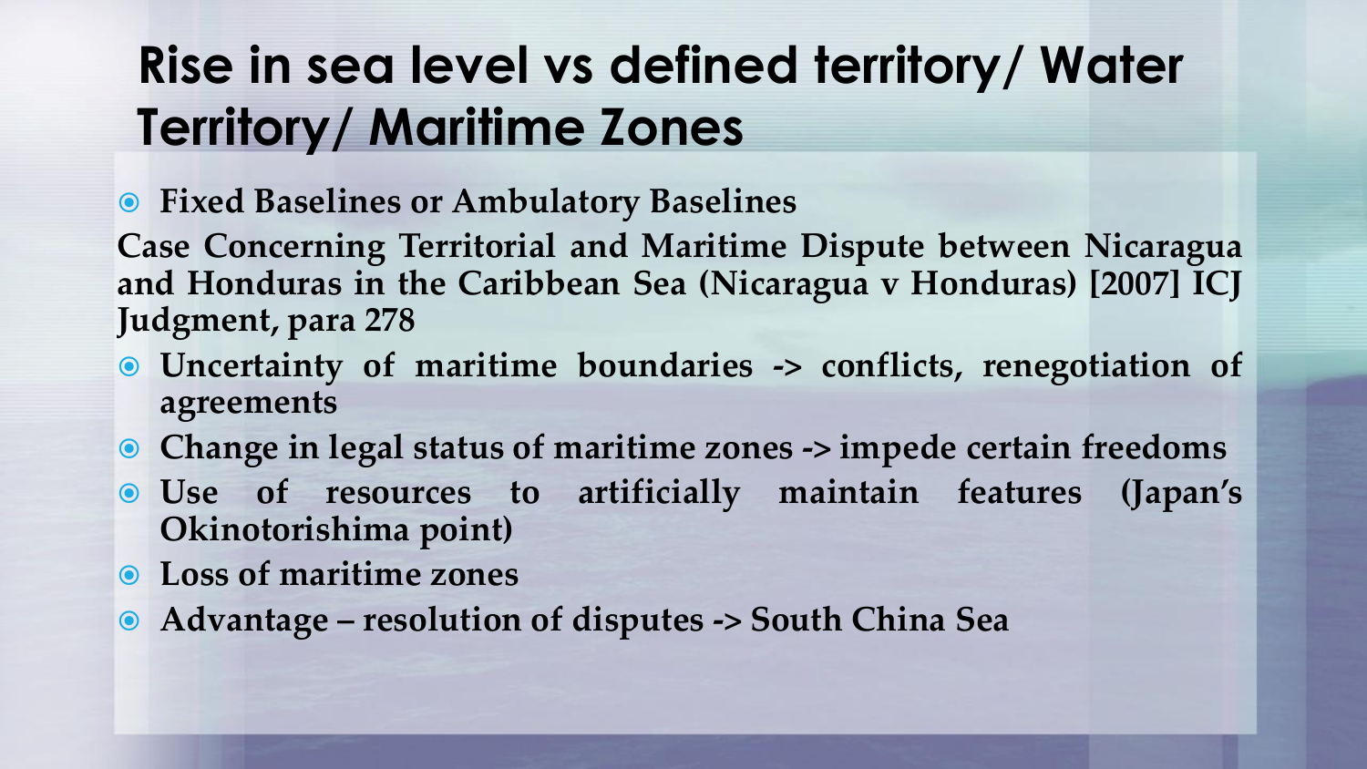# Rise in sea level vs defined territory/ Water Territory/ Maritime Zones

- **Fixed Baselines or Ambulatory Baselines**

**Case Concerning Territorial and Maritime Dispute between Nicaragua and Honduras in the Caribbean Sea (Nicaragua v Honduras) [2007] ICJ Judgment, para 278**

- **Uncertainty of maritime boundaries -> conflicts, renegotiation of agreements**
- **Change in legal status of maritime zones -> impede certain freedoms**
- **Use of resources to artificially maintain features (Japan's Okinotorishima point)**
- **Loss of maritime zones**
- **Advantage – resolution of disputes -> South China Sea**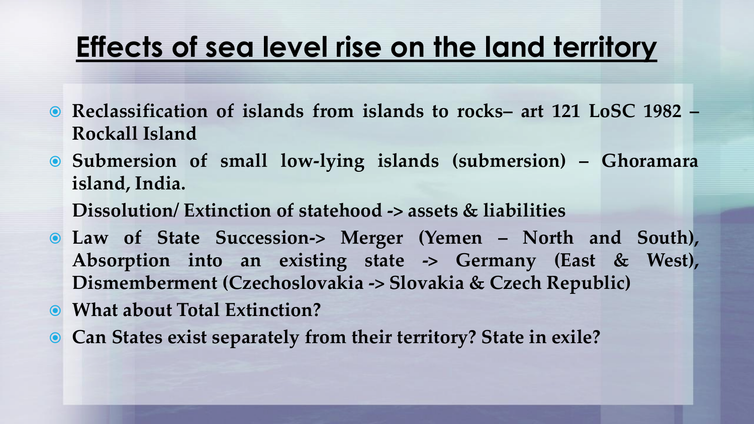# Effects of sea level rise on the land territory

- **Reclassification of islands from islands to rocks– art 121 LoSC 1982 – Rockall Island**
- **Submersion of small low-lying islands (submersion) – Ghoramara island, India.**

  **Dissolution/ Extinction of statehood -> assets & liabilities**
- **Law of State Succession-> Merger (Yemen – North and South), Absorption into an existing state -> Germany (East & West), Dismemberment (Czechoslovakia -> Slovakia & Czech Republic)**
- **What about Total Extinction?**
- **Can States exist separately from their territory? State in exile?**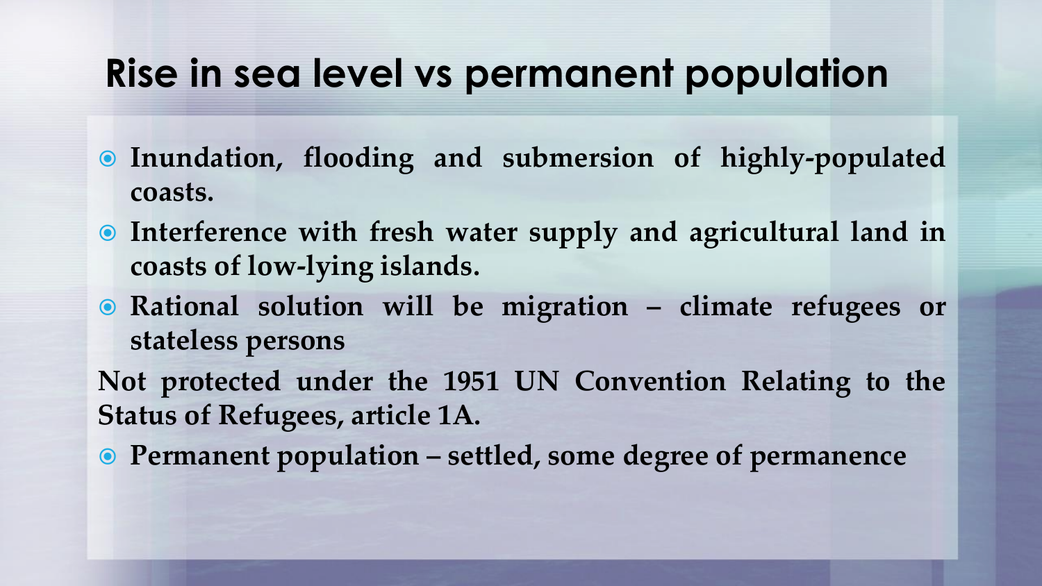# Rise in sea level vs permanent population

- **Inundation, flooding and submersion of highly-populated coasts.**
- **Interference with fresh water supply and agricultural land in coasts of low-lying islands.**
- **Rational solution will be migration – climate refugees or stateless persons**

**Not protected under the 1951 UN Convention Relating to the Status of Refugees, article 1A.**

- **Permanent population – settled, some degree of permanence**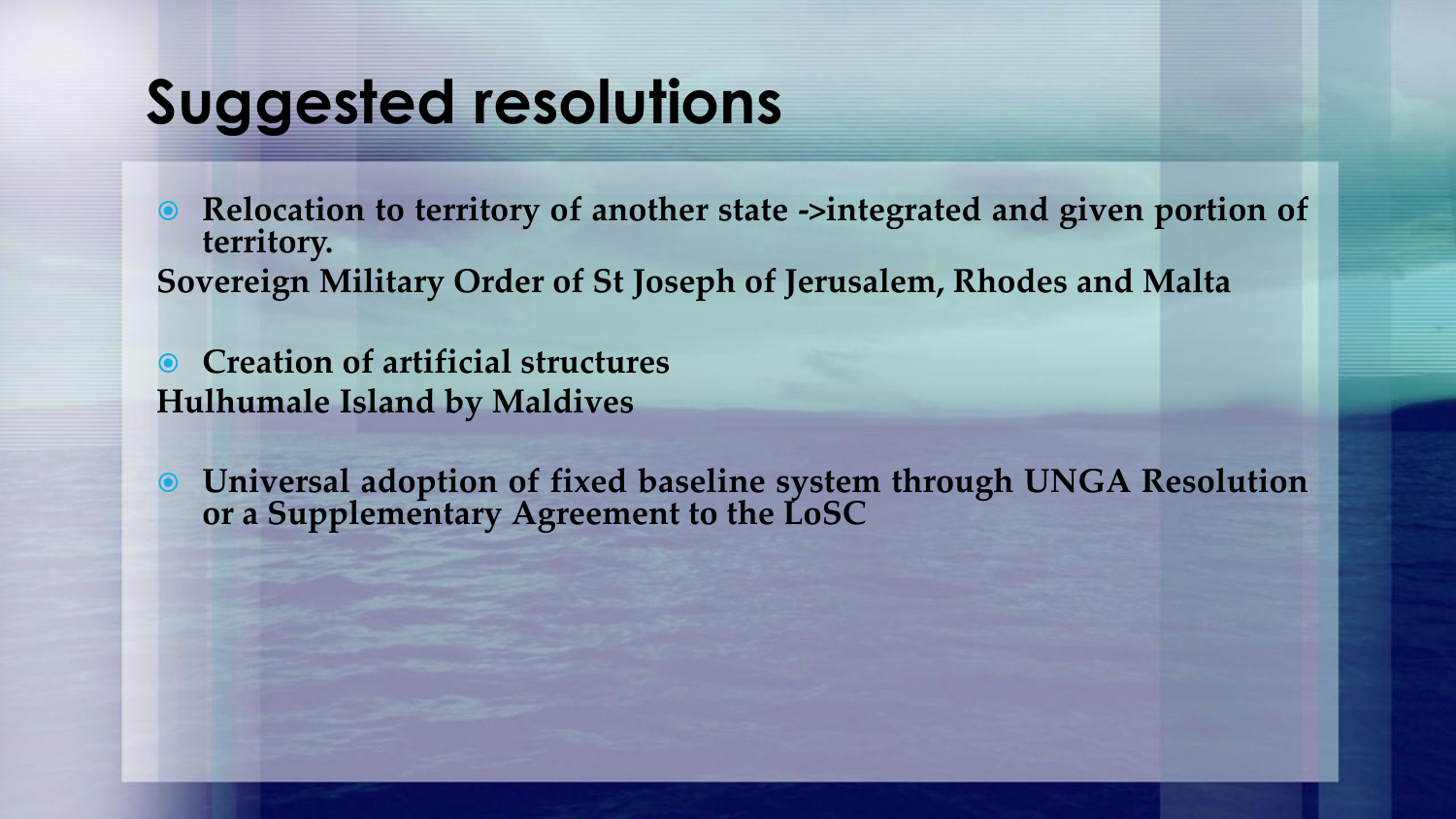# Suggested resolutions

- **Relocation to territory of another state ->integrated and given portion of territory.**

**Sovereign Military Order of St Joseph of Jerusalem, Rhodes and Malta**

- **Creation of artificial structures**

**Hulhumale Island by Maldives**

- **Universal adoption of fixed baseline system through UNGA Resolution or a Supplementary Agreement to the LoSC**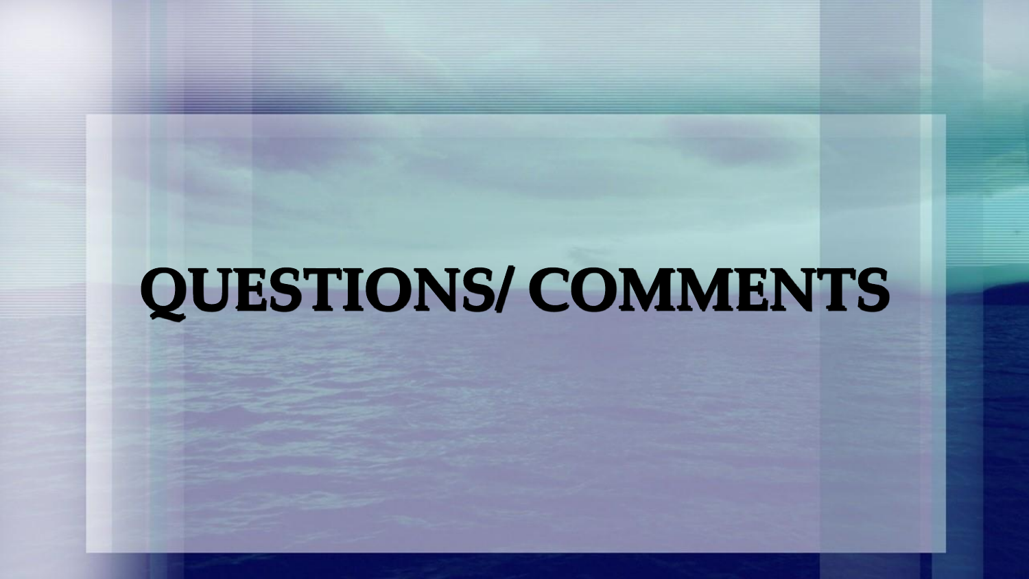# QUESTIONS/ COMMENTS